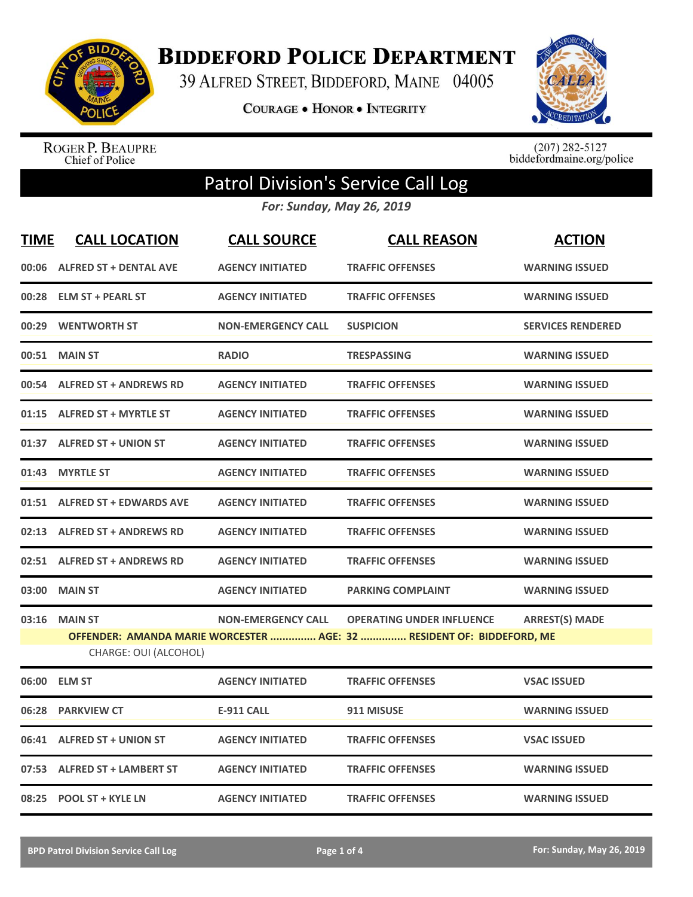# Biddeford Police Department

39 Alfred Street, Biddeford, Maine 04005

Courage • Honor • Integrity

Roger P. Beaupre
Chief of Police

(207) 282-5127
biddefordmaine.org/police

## Patrol Division's Service Call Log

*For: Sunday, May 26, 2019*

| TIME | CALL LOCATION | CALL SOURCE | CALL REASON | ACTION |
|---|---|---|---|---|
| 00:06 | ALFRED ST + DENTAL AVE | AGENCY INITIATED | TRAFFIC OFFENSES | WARNING ISSUED |
| 00:28 | ELM ST + PEARL ST | AGENCY INITIATED | TRAFFIC OFFENSES | WARNING ISSUED |
| 00:29 | WENTWORTH ST | NON-EMERGENCY CALL | SUSPICION | SERVICES RENDERED |
| 00:51 | MAIN ST | RADIO | TRESPASSING | WARNING ISSUED |
| 00:54 | ALFRED ST + ANDREWS RD | AGENCY INITIATED | TRAFFIC OFFENSES | WARNING ISSUED |
| 01:15 | ALFRED ST + MYRTLE ST | AGENCY INITIATED | TRAFFIC OFFENSES | WARNING ISSUED |
| 01:37 | ALFRED ST + UNION ST | AGENCY INITIATED | TRAFFIC OFFENSES | WARNING ISSUED |
| 01:43 | MYRTLE ST | AGENCY INITIATED | TRAFFIC OFFENSES | WARNING ISSUED |
| 01:51 | ALFRED ST + EDWARDS AVE | AGENCY INITIATED | TRAFFIC OFFENSES | WARNING ISSUED |
| 02:13 | ALFRED ST + ANDREWS RD | AGENCY INITIATED | TRAFFIC OFFENSES | WARNING ISSUED |
| 02:51 | ALFRED ST + ANDREWS RD | AGENCY INITIATED | TRAFFIC OFFENSES | WARNING ISSUED |
| 03:00 | MAIN ST | AGENCY INITIATED | PARKING COMPLAINT | WARNING ISSUED |
| 03:16 | MAIN ST | NON-EMERGENCY CALL | OPERATING UNDER INFLUENCE | ARREST(S) MADE |
| | OFFENDER: AMANDA MARIE WORCESTER ............... AGE: 32 ............... RESIDENT OF: BIDDEFORD, ME | | | |
| | CHARGE: OUI (ALCOHOL) | | | |
| 06:00 | ELM ST | AGENCY INITIATED | TRAFFIC OFFENSES | VSAC ISSUED |
| 06:28 | PARKVIEW CT | E-911 CALL | 911 MISUSE | WARNING ISSUED |
| 06:41 | ALFRED ST + UNION ST | AGENCY INITIATED | TRAFFIC OFFENSES | VSAC ISSUED |
| 07:53 | ALFRED ST + LAMBERT ST | AGENCY INITIATED | TRAFFIC OFFENSES | WARNING ISSUED |
| 08:25 | POOL ST + KYLE LN | AGENCY INITIATED | TRAFFIC OFFENSES | WARNING ISSUED |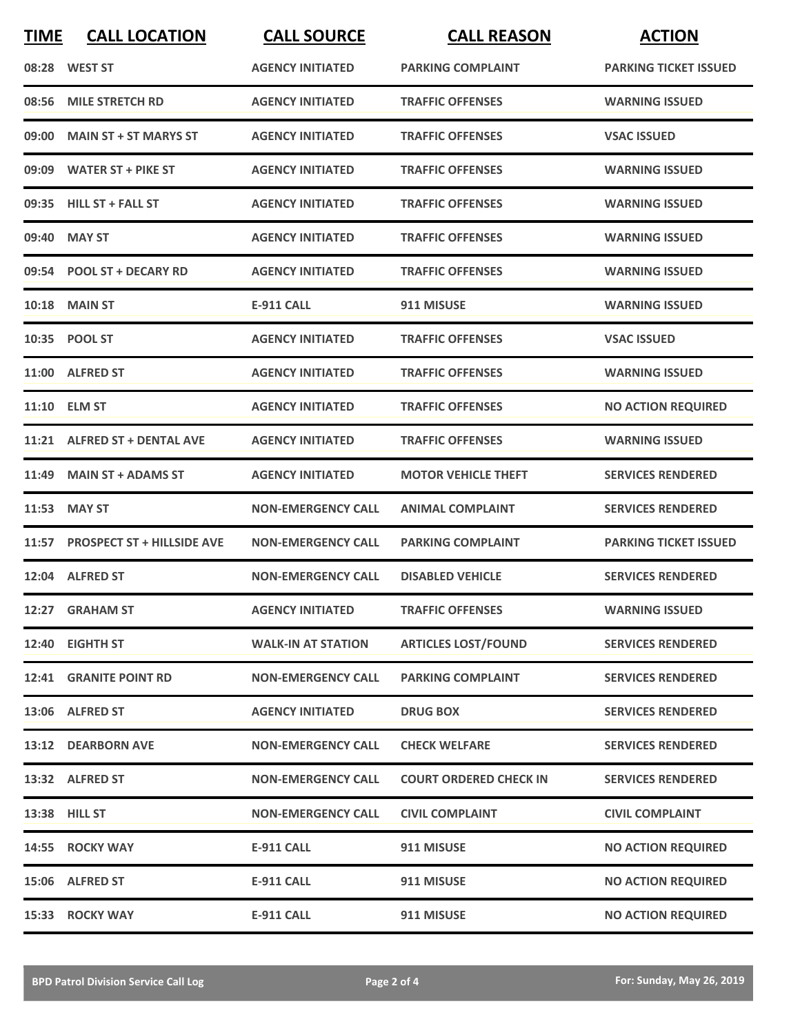| TIME | CALL LOCATION | CALL SOURCE | CALL REASON | ACTION |
|---|---|---|---|---|
| 08:28 | WEST ST | AGENCY INITIATED | PARKING COMPLAINT | PARKING TICKET ISSUED |
| 08:56 | MILE STRETCH RD | AGENCY INITIATED | TRAFFIC OFFENSES | WARNING ISSUED |
| 09:00 | MAIN ST + ST MARYS ST | AGENCY INITIATED | TRAFFIC OFFENSES | VSAC ISSUED |
| 09:09 | WATER ST + PIKE ST | AGENCY INITIATED | TRAFFIC OFFENSES | WARNING ISSUED |
| 09:35 | HILL ST + FALL ST | AGENCY INITIATED | TRAFFIC OFFENSES | WARNING ISSUED |
| 09:40 | MAY ST | AGENCY INITIATED | TRAFFIC OFFENSES | WARNING ISSUED |
| 09:54 | POOL ST + DECARY RD | AGENCY INITIATED | TRAFFIC OFFENSES | WARNING ISSUED |
| 10:18 | MAIN ST | E-911 CALL | 911 MISUSE | WARNING ISSUED |
| 10:35 | POOL ST | AGENCY INITIATED | TRAFFIC OFFENSES | VSAC ISSUED |
| 11:00 | ALFRED ST | AGENCY INITIATED | TRAFFIC OFFENSES | WARNING ISSUED |
| 11:10 | ELM ST | AGENCY INITIATED | TRAFFIC OFFENSES | NO ACTION REQUIRED |
| 11:21 | ALFRED ST + DENTAL AVE | AGENCY INITIATED | TRAFFIC OFFENSES | WARNING ISSUED |
| 11:49 | MAIN ST + ADAMS ST | AGENCY INITIATED | MOTOR VEHICLE THEFT | SERVICES RENDERED |
| 11:53 | MAY ST | NON-EMERGENCY CALL | ANIMAL COMPLAINT | SERVICES RENDERED |
| 11:57 | PROSPECT ST + HILLSIDE AVE | NON-EMERGENCY CALL | PARKING COMPLAINT | PARKING TICKET ISSUED |
| 12:04 | ALFRED ST | NON-EMERGENCY CALL | DISABLED VEHICLE | SERVICES RENDERED |
| 12:27 | GRAHAM ST | AGENCY INITIATED | TRAFFIC OFFENSES | WARNING ISSUED |
| 12:40 | EIGHTH ST | WALK-IN AT STATION | ARTICLES LOST/FOUND | SERVICES RENDERED |
| 12:41 | GRANITE POINT RD | NON-EMERGENCY CALL | PARKING COMPLAINT | SERVICES RENDERED |
| 13:06 | ALFRED ST | AGENCY INITIATED | DRUG BOX | SERVICES RENDERED |
| 13:12 | DEARBORN AVE | NON-EMERGENCY CALL | CHECK WELFARE | SERVICES RENDERED |
| 13:32 | ALFRED ST | NON-EMERGENCY CALL | COURT ORDERED CHECK IN | SERVICES RENDERED |
| 13:38 | HILL ST | NON-EMERGENCY CALL | CIVIL COMPLAINT | CIVIL COMPLAINT |
| 14:55 | ROCKY WAY | E-911 CALL | 911 MISUSE | NO ACTION REQUIRED |
| 15:06 | ALFRED ST | E-911 CALL | 911 MISUSE | NO ACTION REQUIRED |
| 15:33 | ROCKY WAY | E-911 CALL | 911 MISUSE | NO ACTION REQUIRED |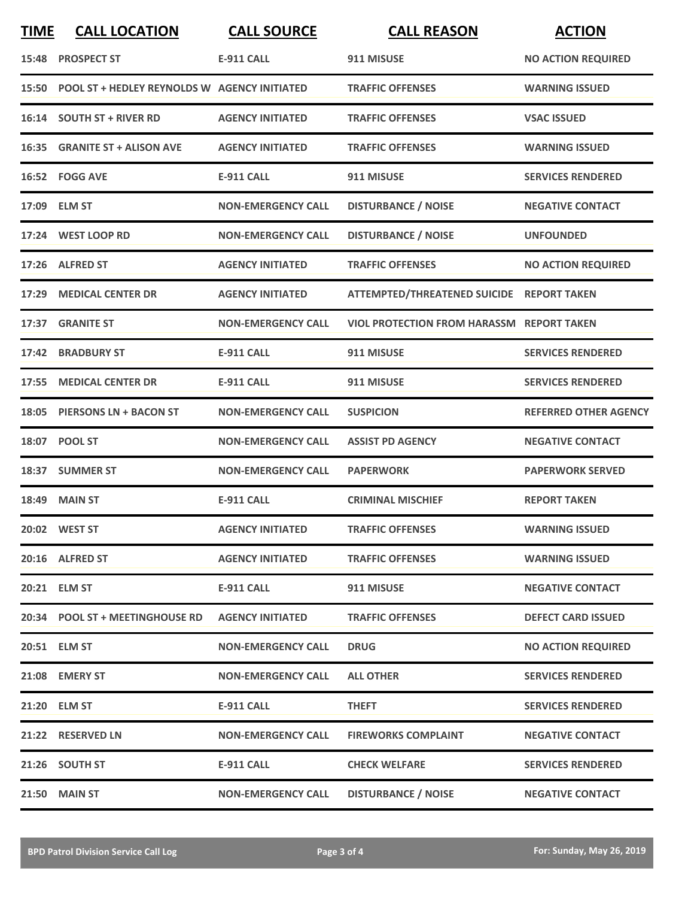| TIME | CALL LOCATION | CALL SOURCE | CALL REASON | ACTION |
|---|---|---|---|---|
| 15:48 | PROSPECT ST | E-911 CALL | 911 MISUSE | NO ACTION REQUIRED |
| 15:50 | POOL ST + HEDLEY REYNOLDS W | AGENCY INITIATED | TRAFFIC OFFENSES | WARNING ISSUED |
| 16:14 | SOUTH ST + RIVER RD | AGENCY INITIATED | TRAFFIC OFFENSES | VSAC ISSUED |
| 16:35 | GRANITE ST + ALISON AVE | AGENCY INITIATED | TRAFFIC OFFENSES | WARNING ISSUED |
| 16:52 | FOGG AVE | E-911 CALL | 911 MISUSE | SERVICES RENDERED |
| 17:09 | ELM ST | NON-EMERGENCY CALL | DISTURBANCE / NOISE | NEGATIVE CONTACT |
| 17:24 | WEST LOOP RD | NON-EMERGENCY CALL | DISTURBANCE / NOISE | UNFOUNDED |
| 17:26 | ALFRED ST | AGENCY INITIATED | TRAFFIC OFFENSES | NO ACTION REQUIRED |
| 17:29 | MEDICAL CENTER DR | AGENCY INITIATED | ATTEMPTED/THREATENED SUICIDE | REPORT TAKEN |
| 17:37 | GRANITE ST | NON-EMERGENCY CALL | VIOL PROTECTION FROM HARASSM | REPORT TAKEN |
| 17:42 | BRADBURY ST | E-911 CALL | 911 MISUSE | SERVICES RENDERED |
| 17:55 | MEDICAL CENTER DR | E-911 CALL | 911 MISUSE | SERVICES RENDERED |
| 18:05 | PIERSONS LN + BACON ST | NON-EMERGENCY CALL | SUSPICION | REFERRED OTHER AGENCY |
| 18:07 | POOL ST | NON-EMERGENCY CALL | ASSIST PD AGENCY | NEGATIVE CONTACT |
| 18:37 | SUMMER ST | NON-EMERGENCY CALL | PAPERWORK | PAPERWORK SERVED |
| 18:49 | MAIN ST | E-911 CALL | CRIMINAL MISCHIEF | REPORT TAKEN |
| 20:02 | WEST ST | AGENCY INITIATED | TRAFFIC OFFENSES | WARNING ISSUED |
| 20:16 | ALFRED ST | AGENCY INITIATED | TRAFFIC OFFENSES | WARNING ISSUED |
| 20:21 | ELM ST | E-911 CALL | 911 MISUSE | NEGATIVE CONTACT |
| 20:34 | POOL ST + MEETINGHOUSE RD | AGENCY INITIATED | TRAFFIC OFFENSES | DEFECT CARD ISSUED |
| 20:51 | ELM ST | NON-EMERGENCY CALL | DRUG | NO ACTION REQUIRED |
| 21:08 | EMERY ST | NON-EMERGENCY CALL | ALL OTHER | SERVICES RENDERED |
| 21:20 | ELM ST | E-911 CALL | THEFT | SERVICES RENDERED |
| 21:22 | RESERVED LN | NON-EMERGENCY CALL | FIREWORKS COMPLAINT | NEGATIVE CONTACT |
| 21:26 | SOUTH ST | E-911 CALL | CHECK WELFARE | SERVICES RENDERED |
| 21:50 | MAIN ST | NON-EMERGENCY CALL | DISTURBANCE / NOISE | NEGATIVE CONTACT |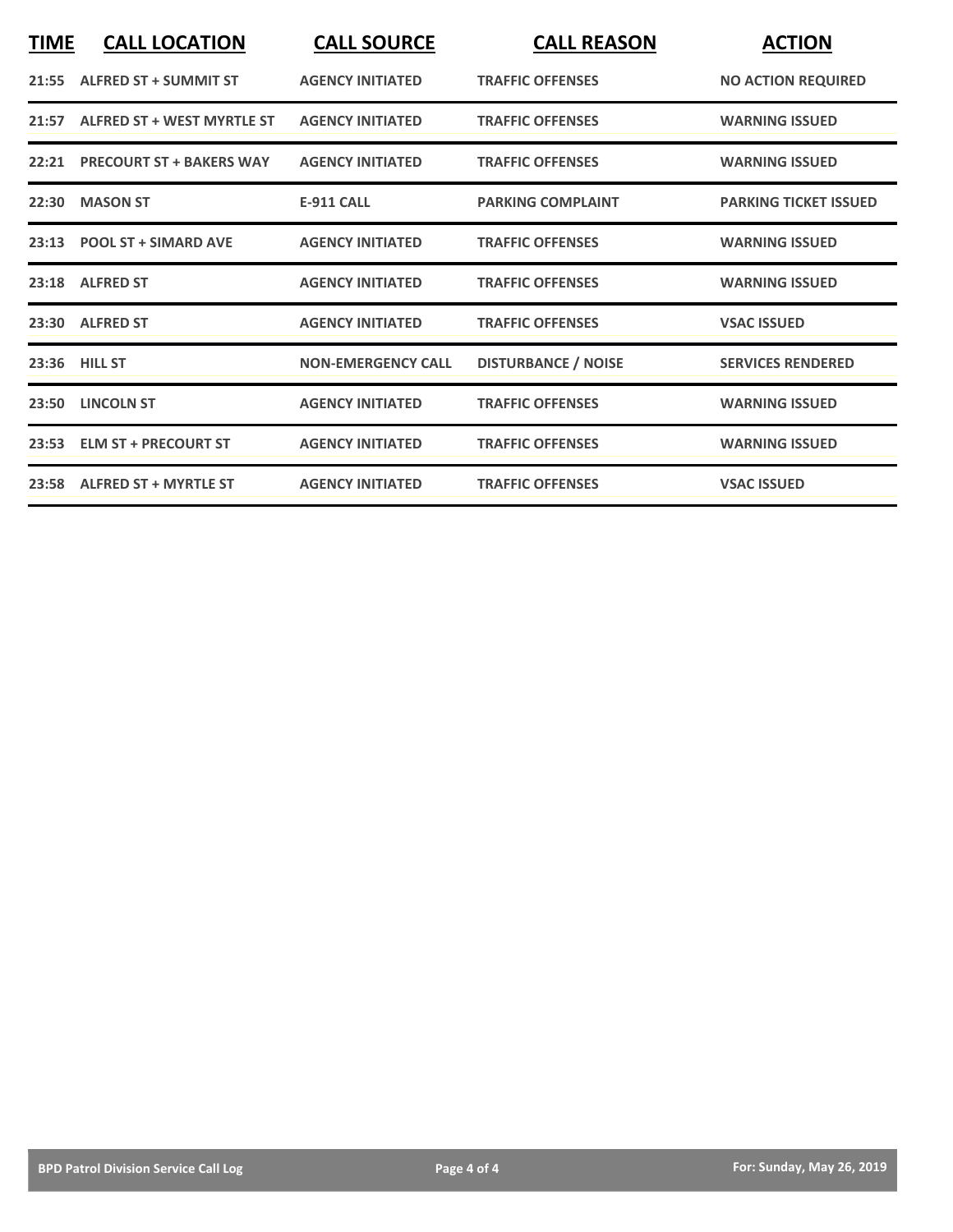| TIME | CALL LOCATION | CALL SOURCE | CALL REASON | ACTION |
|---|---|---|---|---|
| 21:55 | ALFRED ST + SUMMIT ST | AGENCY INITIATED | TRAFFIC OFFENSES | NO ACTION REQUIRED |
| 21:57 | ALFRED ST + WEST MYRTLE ST | AGENCY INITIATED | TRAFFIC OFFENSES | WARNING ISSUED |
| 22:21 | PRECOURT ST + BAKERS WAY | AGENCY INITIATED | TRAFFIC OFFENSES | WARNING ISSUED |
| 22:30 | MASON ST | E-911 CALL | PARKING COMPLAINT | PARKING TICKET ISSUED |
| 23:13 | POOL ST + SIMARD AVE | AGENCY INITIATED | TRAFFIC OFFENSES | WARNING ISSUED |
| 23:18 | ALFRED ST | AGENCY INITIATED | TRAFFIC OFFENSES | WARNING ISSUED |
| 23:30 | ALFRED ST | AGENCY INITIATED | TRAFFIC OFFENSES | VSAC ISSUED |
| 23:36 | HILL ST | NON-EMERGENCY CALL | DISTURBANCE / NOISE | SERVICES RENDERED |
| 23:50 | LINCOLN ST | AGENCY INITIATED | TRAFFIC OFFENSES | WARNING ISSUED |
| 23:53 | ELM ST + PRECOURT ST | AGENCY INITIATED | TRAFFIC OFFENSES | WARNING ISSUED |
| 23:58 | ALFRED ST + MYRTLE ST | AGENCY INITIATED | TRAFFIC OFFENSES | VSAC ISSUED |